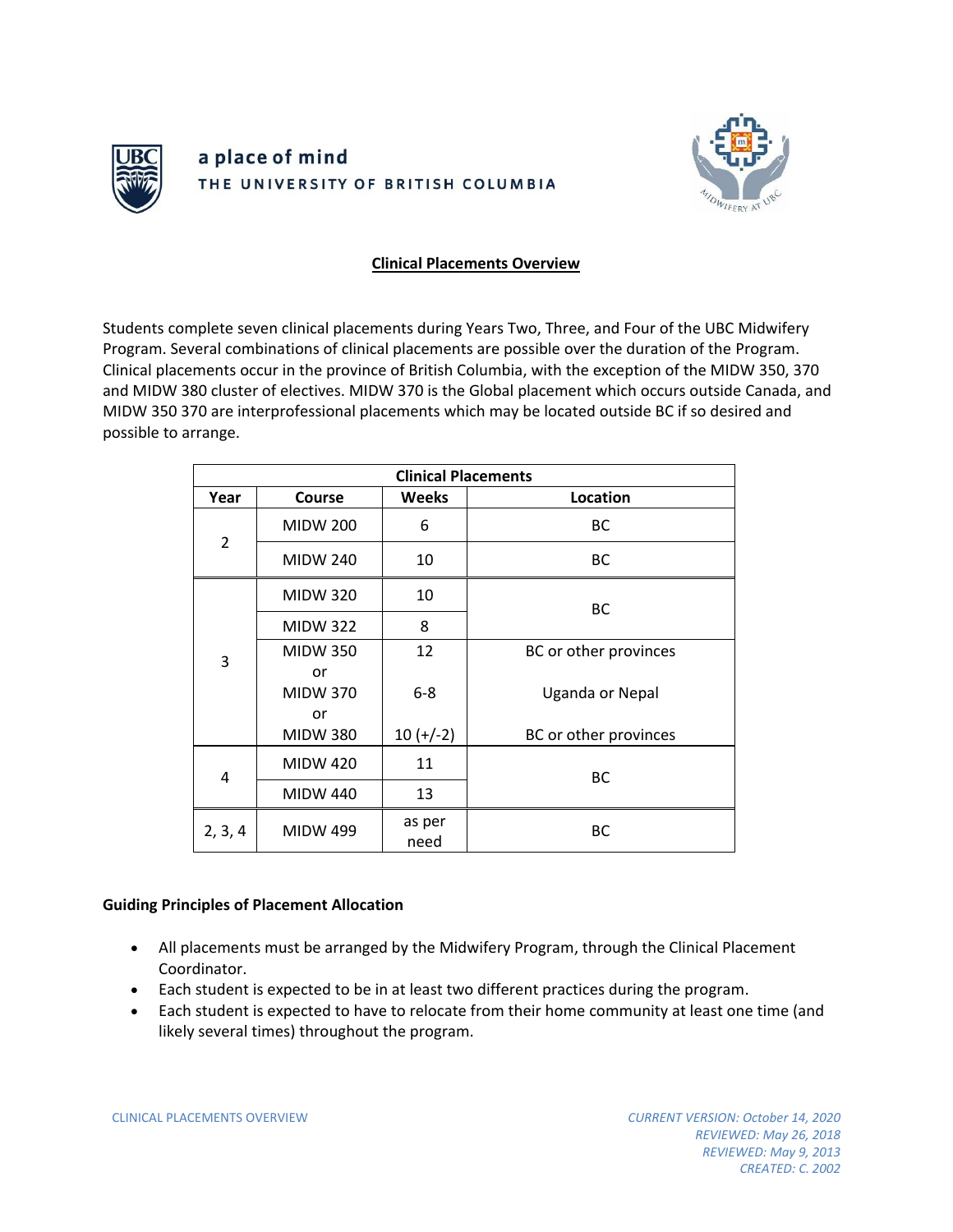a place of mind
THE UNIVERSITY OF BRITISH COLUMBIA

# Clinical Placements Overview

Students complete seven clinical placements during Years Two, Three, and Four of the UBC Midwifery Program. Several combinations of clinical placements are possible over the duration of the Program. Clinical placements occur in the province of British Columbia, with the exception of the MIDW 350, 370 and MIDW 380 cluster of electives. MIDW 370 is the Global placement which occurs outside Canada, and MIDW 350 370 are interprofessional placements which may be located outside BC if so desired and possible to arrange.

| Clinical Placements | | | |
|---|---|---|---|
| **Year** | **Course** | **Weeks** | **Location** |
| 2 | MIDW 200 | 6 | BC |
| | MIDW 240 | 10 | BC |
| 3 | MIDW 320 | 10 | BC |
| | MIDW 322 | 8 | |
| | MIDW 350<br>or | 12 | BC or other provinces |
| | MIDW 370<br>or | 6-8 | Uganda or Nepal |
| | MIDW 380 | 10 (+/-2) | BC or other provinces |
| 4 | MIDW 420 | 11 | BC |
| | MIDW 440 | 13 | |
| 2, 3, 4 | MIDW 499 | as per need | BC |

**Guiding Principles of Placement Allocation**

- All placements must be arranged by the Midwifery Program, through the Clinical Placement Coordinator.
- Each student is expected to be in at least two different practices during the program.
- Each student is expected to have to relocate from their home community at least one time (and likely several times) throughout the program.

CLINICAL PLACEMENTS OVERVIEW

*CURRENT VERSION: October 14, 2020*
*REVIEWED: May 26, 2018*
*REVIEWED: May 9, 2013*
*CREATED: C. 2002*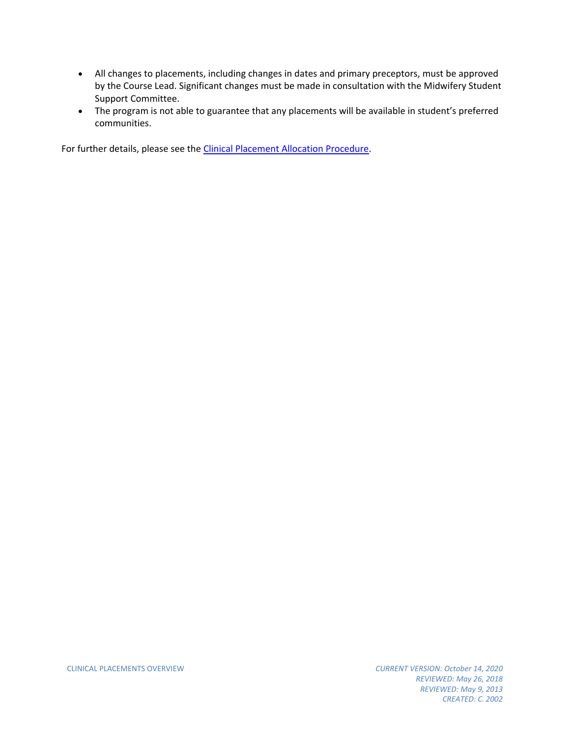- All changes to placements, including changes in dates and primary preceptors, must be approved by the Course Lead. Significant changes must be made in consultation with the Midwifery Student Support Committee.
- The program is not able to guarantee that any placements will be available in student's preferred communities.

For further details, please see the [Clinical Placement Allocation Procedure].